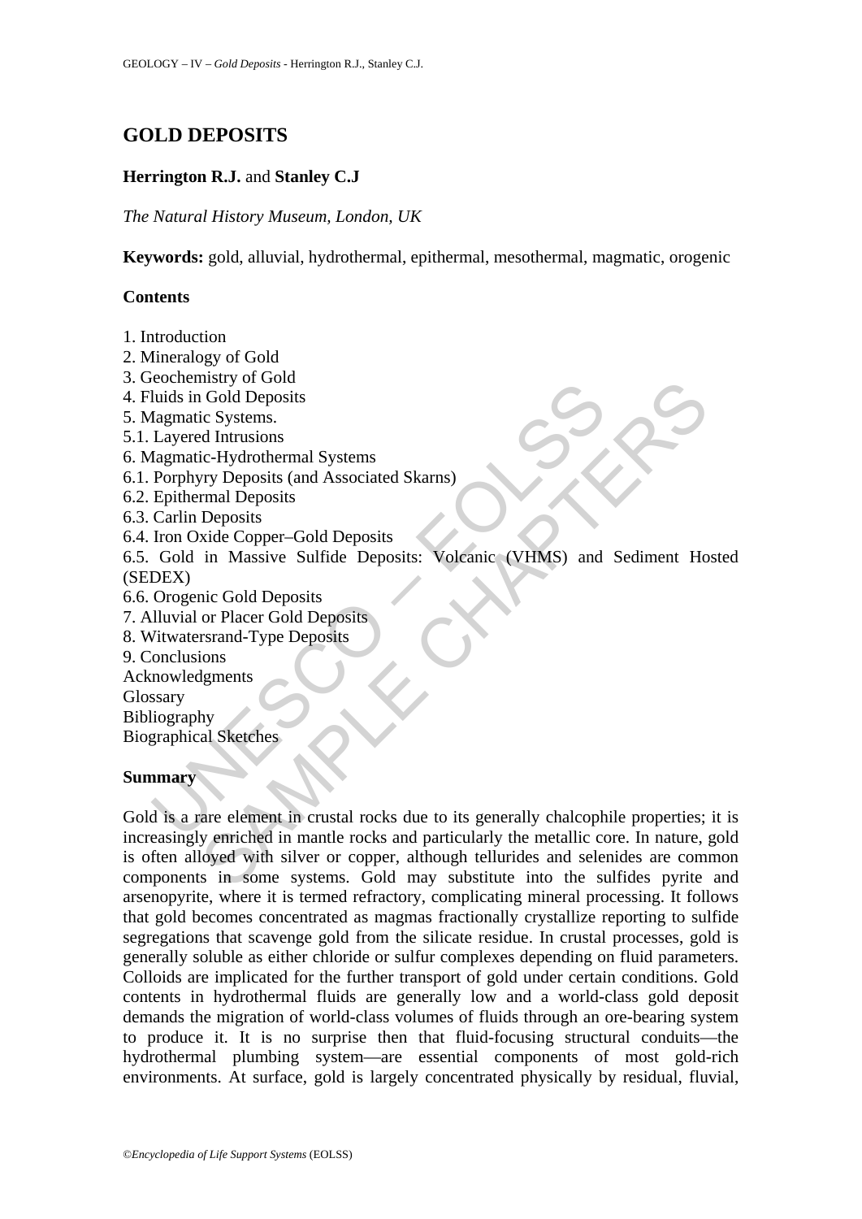# GOLD DEPOSITS

**Herrington R.J.** and **Stanley C.J**

*The Natural History Museum, London, UK*

**Keywords:** gold, alluvial, hydrothermal, epithermal, mesothermal, magmatic, orogenic

## Contents

1. Introduction
2. Mineralogy of Gold
3. Geochemistry of Gold
4. Fluids in Gold Deposits
5. Magmatic Systems.
5.1. Layered Intrusions
6. Magmatic-Hydrothermal Systems
6.1. Porphyry Deposits (and Associated Skarns)
6.2. Epithermal Deposits
6.3. Carlin Deposits
6.4. Iron Oxide Copper–Gold Deposits
6.5. Gold in Massive Sulfide Deposits: Volcanic (VHMS) and Sediment Hosted (SEDEX)
6.6. Orogenic Gold Deposits
7. Alluvial or Placer Gold Deposits
8. Witwatersrand-Type Deposits
9. Conclusions

Acknowledgments
Glossary
Bibliography
Biographical Sketches

## Summary

Gold is a rare element in crustal rocks due to its generally chalcophile properties; it is increasingly enriched in mantle rocks and particularly the metallic core. In nature, gold is often alloyed with silver or copper, although tellurides and selenides are common components in some systems. Gold may substitute into the sulfides pyrite and arsenopyrite, where it is termed refractory, complicating mineral processing. It follows that gold becomes concentrated as magmas fractionally crystallize reporting to sulfide segregations that scavenge gold from the silicate residue. In crustal processes, gold is generally soluble as either chloride or sulfur complexes depending on fluid parameters. Colloids are implicated for the further transport of gold under certain conditions. Gold contents in hydrothermal fluids are generally low and a world-class gold deposit demands the migration of world-class volumes of fluids through an ore-bearing system to produce it. It is no surprise then that fluid-focusing structural conduits—the hydrothermal plumbing system—are essential components of most gold-rich environments. At surface, gold is largely concentrated physically by residual, fluvial,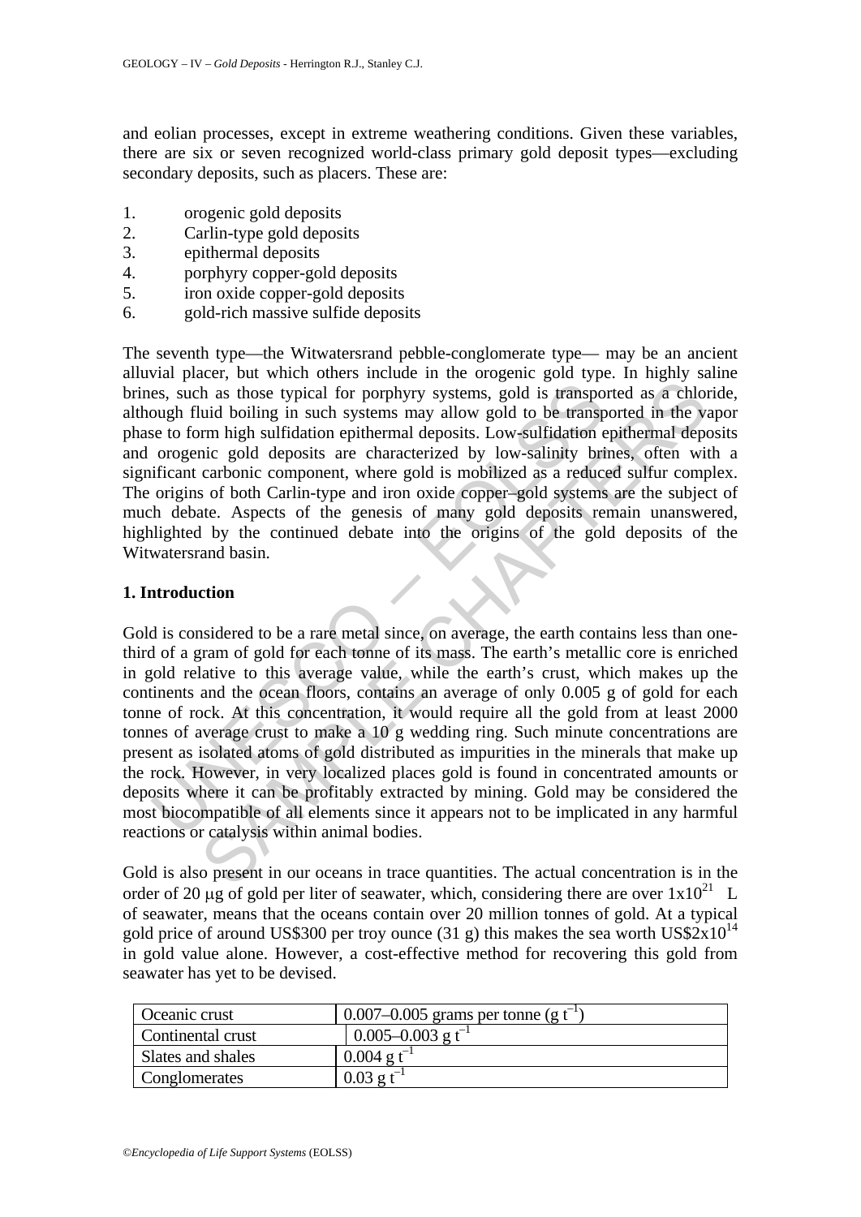and eolian processes, except in extreme weathering conditions. Given these variables, there are six or seven recognized world-class primary gold deposit types—excluding secondary deposits, such as placers. These are:

1. orogenic gold deposits
2. Carlin-type gold deposits
3. epithermal deposits
4. porphyry copper-gold deposits
5. iron oxide copper-gold deposits
6. gold-rich massive sulfide deposits

The seventh type—the Witwatersrand pebble-conglomerate type— may be an ancient alluvial placer, but which others include in the orogenic gold type. In highly saline brines, such as those typical for porphyry systems, gold is transported as a chloride, although fluid boiling in such systems may allow gold to be transported in the vapor phase to form high sulfidation epithermal deposits. Low-sulfidation epithermal deposits and orogenic gold deposits are characterized by low-salinity brines, often with a significant carbonic component, where gold is mobilized as a reduced sulfur complex. The origins of both Carlin-type and iron oxide copper–gold systems are the subject of much debate. Aspects of the genesis of many gold deposits remain unanswered, highlighted by the continued debate into the origins of the gold deposits of the Witwatersrand basin.

## 1. Introduction

Gold is considered to be a rare metal since, on average, the earth contains less than one-third of a gram of gold for each tonne of its mass. The earth's metallic core is enriched in gold relative to this average value, while the earth's crust, which makes up the continents and the ocean floors, contains an average of only 0.005 g of gold for each tonne of rock. At this concentration, it would require all the gold from at least 2000 tonnes of average crust to make a 10 g wedding ring. Such minute concentrations are present as isolated atoms of gold distributed as impurities in the minerals that make up the rock. However, in very localized places gold is found in concentrated amounts or deposits where it can be profitably extracted by mining. Gold may be considered the most biocompatible of all elements since it appears not to be implicated in any harmful reactions or catalysis within animal bodies.

Gold is also present in our oceans in trace quantities. The actual concentration is in the order of 20 μg of gold per liter of seawater, which, considering there are over $1x10^{21}$ L of seawater, means that the oceans contain over 20 million tonnes of gold. At a typical gold price of around US\$300 per troy ounce (31 g) this makes the sea worth US\$$2x10^{14}$ in gold value alone. However, a cost-effective method for recovering this gold from seawater has yet to be devised.

| Oceanic crust | 0.007–0.005 grams per tonne ($g\ t^{-1}$) |
|---|---|
| Continental crust | 0.005–0.003 $g\ t^{-1}$ |
| Slates and shales | 0.004 $g\ t^{-1}$ |
| Conglomerates | 0.03 $g\ t^{-1}$ |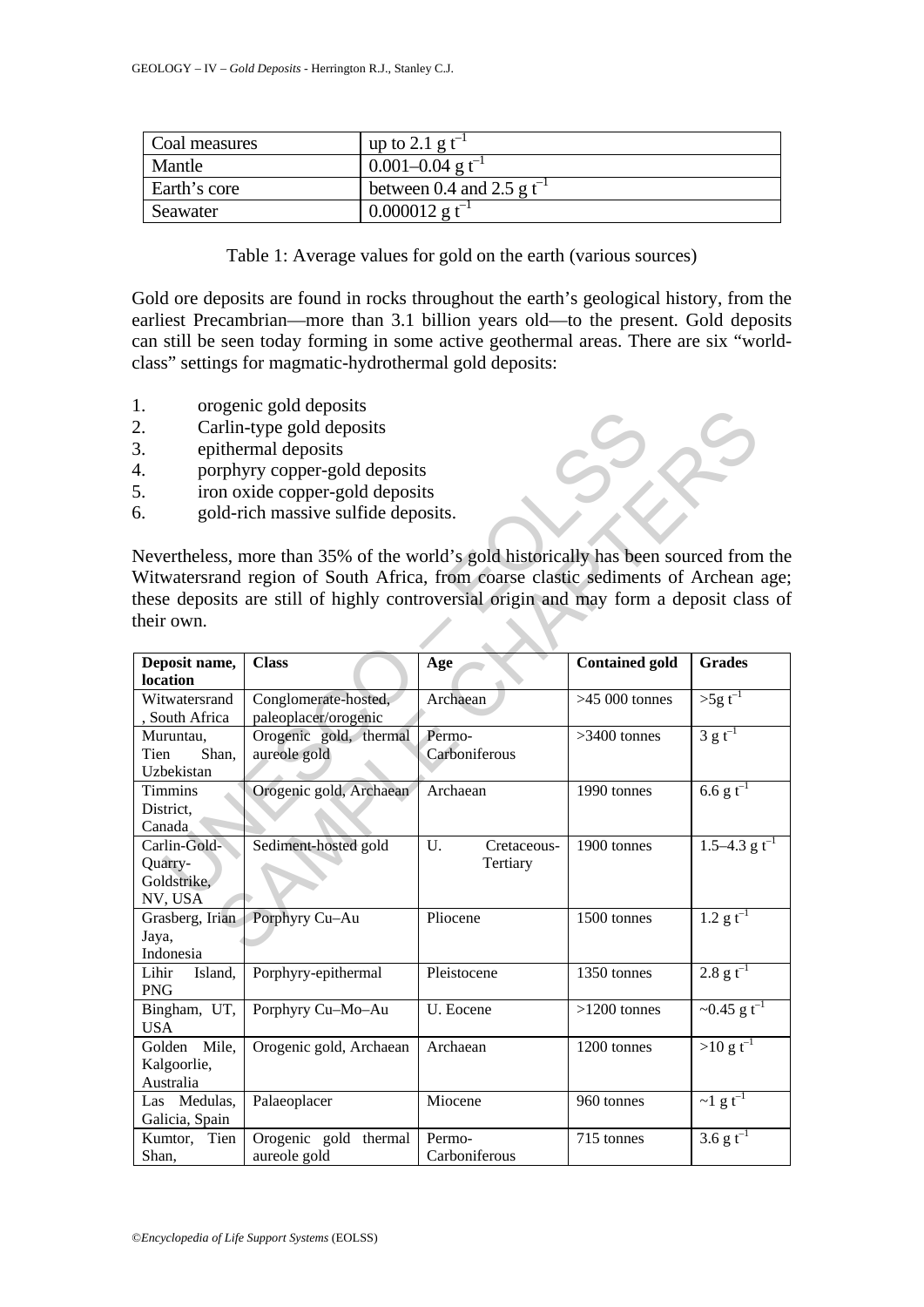| Coal measures | up to 2.1 g $t^{-1}$ |
|---|---|
| Mantle | 0.001–0.04 g $t^{-1}$ |
| Earth's core | between 0.4 and 2.5 g $t^{-1}$ |
| Seawater | 0.000012 g $t^{-1}$ |

Table 1: Average values for gold on the earth (various sources)

Gold ore deposits are found in rocks throughout the earth's geological history, from the earliest Precambrian—more than 3.1 billion years old—to the present. Gold deposits can still be seen today forming in some active geothermal areas. There are six "world-class" settings for magmatic-hydrothermal gold deposits:

1. orogenic gold deposits
2. Carlin-type gold deposits
3. epithermal deposits
4. porphyry copper-gold deposits
5. iron oxide copper-gold deposits
6. gold-rich massive sulfide deposits.

Nevertheless, more than 35% of the world's gold historically has been sourced from the Witwatersrand region of South Africa, from coarse clastic sediments of Archean age; these deposits are still of highly controversial origin and may form a deposit class of their own.

| Deposit name, location | Class | Age | Contained gold | Grades |
|---|---|---|---|---|
| Witwatersrand, South Africa | Conglomerate-hosted, paleoplacer/orogenic | Archaean | >45 000 tonnes | >5g $t^{-1}$ |
| Muruntau, Tien Shan, Uzbekistan | Orogenic gold, thermal aureole gold | Permo-Carboniferous | >3400 tonnes | 3 g $t^{-1}$ |
| Timmins District, Canada | Orogenic gold, Archaean | Archaean | 1990 tonnes | 6.6 g $t^{-1}$ |
| Carlin-Gold-Quarry-Goldstrike, NV, USA | Sediment-hosted gold | U. Cretaceous-Tertiary | 1900 tonnes | 1.5–4.3 g $t^{-1}$ |
| Grasberg, Irian Jaya, Indonesia | Porphyry Cu–Au | Pliocene | 1500 tonnes | 1.2 g $t^{-1}$ |
| Lihir Island, PNG | Porphyry-epithermal | Pleistocene | 1350 tonnes | 2.8 g $t^{-1}$ |
| Bingham, UT, USA | Porphyry Cu–Mo–Au | U. Eocene | >1200 tonnes | ~0.45 g $t^{-1}$ |
| Golden Mile, Kalgoorlie, Australia | Orogenic gold, Archaean | Archaean | 1200 tonnes | >10 g $t^{-1}$ |
| Las Medulas, Galicia, Spain | Palaeoplacer | Miocene | 960 tonnes | ~1 g $t^{-1}$ |
| Kumtor, Tien Shan, | Orogenic gold thermal aureole gold | Permo-Carboniferous | 715 tonnes | 3.6 g $t^{-1}$ |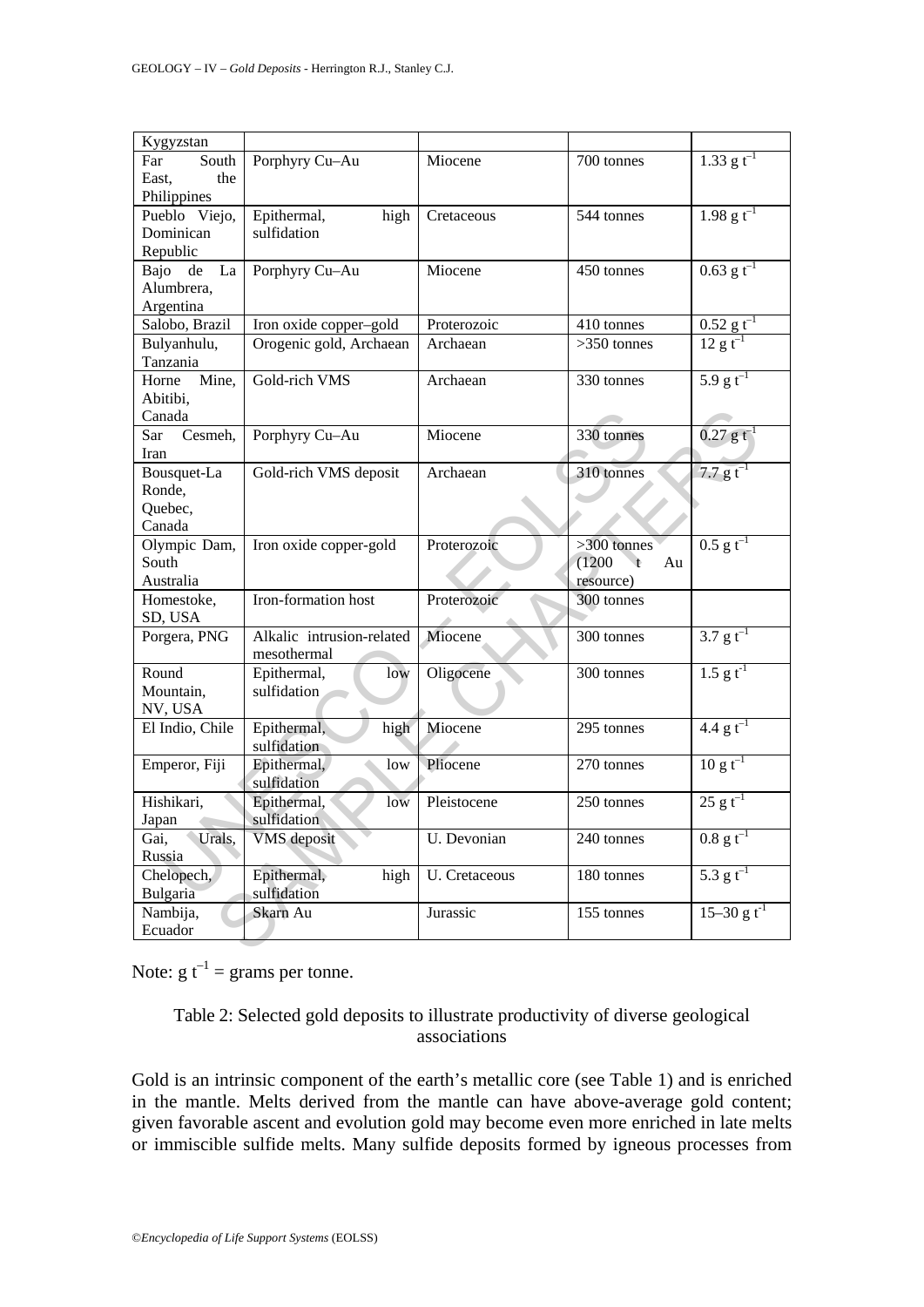| Kygyzstan | | | | |
|---|---|---|---|---|
| Far South East, the Philippines | Porphyry Cu–Au | Miocene | 700 tonnes | 1.33 g $t^{-1}$ |
| Pueblo Viejo, Dominican Republic | Epithermal, high sulfidation | Cretaceous | 544 tonnes | 1.98 g $t^{-1}$ |
| Bajo de La Alumbrera, Argentina | Porphyry Cu–Au | Miocene | 450 tonnes | 0.63 g $t^{-1}$ |
| Salobo, Brazil | Iron oxide copper–gold | Proterozoic | 410 tonnes | 0.52 g $t^{-1}$ |
| Bulyanhulu, Tanzania | Orogenic gold, Archaean | Archaean | >350 tonnes | 12 g $t^{-1}$ |
| Horne Mine, Abitibi, Canada | Gold-rich VMS | Archaean | 330 tonnes | 5.9 g $t^{-1}$ |
| Sar Cesmeh, Iran | Porphyry Cu–Au | Miocene | 330 tonnes | 0.27 g $t^{-1}$ |
| Bousquet-La Ronde, Quebec, Canada | Gold-rich VMS deposit | Archaean | 310 tonnes | 7.7 g $t^{-1}$ |
| Olympic Dam, South Australia | Iron oxide copper-gold | Proterozoic | >300 tonnes (1200 t Au resource) | 0.5 g $t^{-1}$ |
| Homestoke, SD, USA | Iron-formation host | Proterozoic | 300 tonnes | |
| Porgera, PNG | Alkalic intrusion-related mesothermal | Miocene | 300 tonnes | 3.7 g $t^{-1}$ |
| Round Mountain, NV, USA | Epithermal, low sulfidation | Oligocene | 300 tonnes | 1.5 g $t^{-1}$ |
| El Indio, Chile | Epithermal, high sulfidation | Miocene | 295 tonnes | 4.4 g $t^{-1}$ |
| Emperor, Fiji | Epithermal, low sulfidation | Pliocene | 270 tonnes | 10 g $t^{-1}$ |
| Hishikari, Japan | Epithermal, low sulfidation | Pleistocene | 250 tonnes | 25 g $t^{-1}$ |
| Gai, Urals, Russia | VMS deposit | U. Devonian | 240 tonnes | 0.8 g $t^{-1}$ |
| Chelopech, Bulgaria | Epithermal, high sulfidation | U. Cretaceous | 180 tonnes | 5.3 g $t^{-1}$ |
| Nambija, Ecuador | Skarn Au | Jurassic | 155 tonnes | 15–30 g $t^{-1}$ |

Note: g $t^{-1}$ = grams per tonne.

Table 2: Selected gold deposits to illustrate productivity of diverse geological associations

Gold is an intrinsic component of the earth's metallic core (see Table 1) and is enriched in the mantle. Melts derived from the mantle can have above-average gold content; given favorable ascent and evolution gold may become even more enriched in late melts or immiscible sulfide melts. Many sulfide deposits formed by igneous processes from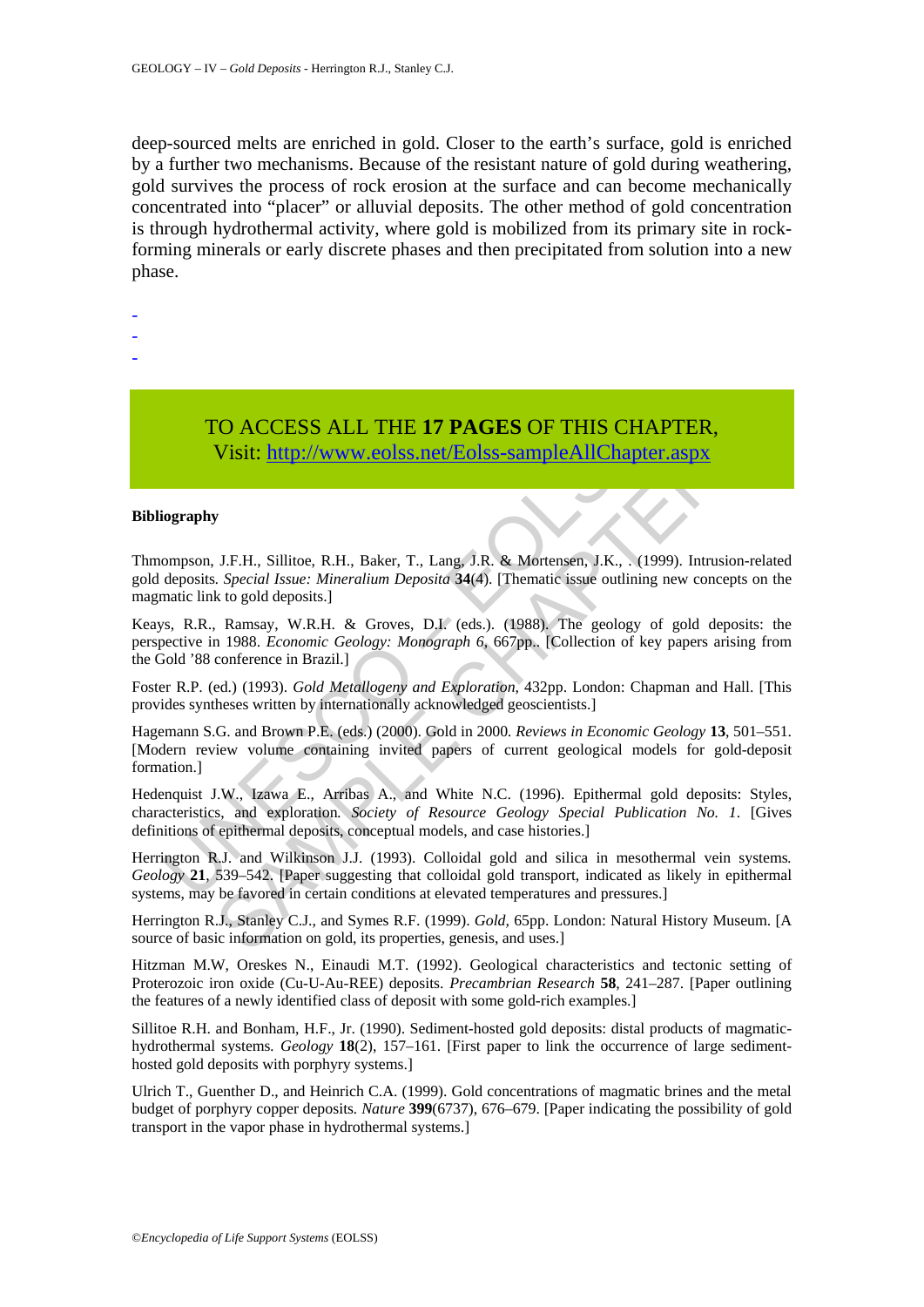deep-sourced melts are enriched in gold. Closer to the earth's surface, gold is enriched by a further two mechanisms. Because of the resistant nature of gold during weathering, gold survives the process of rock erosion at the surface and can become mechanically concentrated into "placer" or alluvial deposits. The other method of gold concentration is through hydrothermal activity, where gold is mobilized from its primary site in rock-forming minerals or early discrete phases and then precipitated from solution into a new phase.

-
-
-

TO ACCESS ALL THE **17 PAGES** OF THIS CHAPTER,
Visit: http://www.eolss.net/Eolss-sampleAllChapter.aspx

**Bibliography**

Thmompson, J.F.H., Sillitoe, R.H., Baker, T., Lang, J.R. & Mortensen, J.K., . (1999). Intrusion-related gold deposits. *Special Issue: Mineralium Deposita* **34**(4). [Thematic issue outlining new concepts on the magmatic link to gold deposits.]

Keays, R.R., Ramsay, W.R.H. & Groves, D.I. (eds.). (1988). The geology of gold deposits: the perspective in 1988. *Economic Geology: Monograph 6*, 667pp.. [Collection of key papers arising from the Gold '88 conference in Brazil.]

Foster R.P. (ed.) (1993). *Gold Metallogeny and Exploration*, 432pp. London: Chapman and Hall. [This provides syntheses written by internationally acknowledged geoscientists.]

Hagemann S.G. and Brown P.E. (eds.) (2000). Gold in 2000. *Reviews in Economic Geology* **13**, 501–551. [Modern review volume containing invited papers of current geological models for gold-deposit formation.]

Hedenquist J.W., Izawa E., Arribas A., and White N.C. (1996). Epithermal gold deposits: Styles, characteristics, and exploration. *Society of Resource Geology Special Publication No. 1*. [Gives definitions of epithermal deposits, conceptual models, and case histories.]

Herrington R.J. and Wilkinson J.J. (1993). Colloidal gold and silica in mesothermal vein systems. *Geology* **21**, 539–542. [Paper suggesting that colloidal gold transport, indicated as likely in epithermal systems, may be favored in certain conditions at elevated temperatures and pressures.]

Herrington R.J., Stanley C.J., and Symes R.F. (1999). *Gold*, 65pp. London: Natural History Museum. [A source of basic information on gold, its properties, genesis, and uses.]

Hitzman M.W, Oreskes N., Einaudi M.T. (1992). Geological characteristics and tectonic setting of Proterozoic iron oxide (Cu-U-Au-REE) deposits. *Precambrian Research* **58**, 241–287. [Paper outlining the features of a newly identified class of deposit with some gold-rich examples.]

Sillitoe R.H. and Bonham, H.F., Jr. (1990). Sediment-hosted gold deposits: distal products of magmatic-hydrothermal systems. *Geology* **18**(2), 157–161. [First paper to link the occurrence of large sediment-hosted gold deposits with porphyry systems.]

Ulrich T., Guenther D., and Heinrich C.A. (1999). Gold concentrations of magmatic brines and the metal budget of porphyry copper deposits. *Nature* **399**(6737), 676–679. [Paper indicating the possibility of gold transport in the vapor phase in hydrothermal systems.]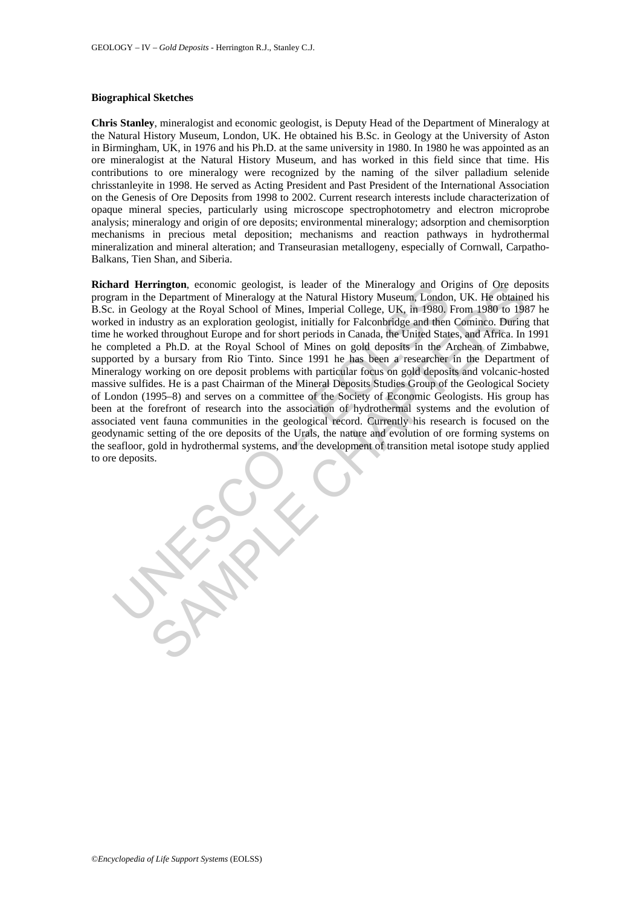**Biographical Sketches**

**Chris Stanley**, mineralogist and economic geologist, is Deputy Head of the Department of Mineralogy at the Natural History Museum, London, UK. He obtained his B.Sc. in Geology at the University of Aston in Birmingham, UK, in 1976 and his Ph.D. at the same university in 1980. In 1980 he was appointed as an ore mineralogist at the Natural History Museum, and has worked in this field since that time. His contributions to ore mineralogy were recognized by the naming of the silver palladium selenide chrisstanleyite in 1998. He served as Acting President and Past President of the International Association on the Genesis of Ore Deposits from 1998 to 2002. Current research interests include characterization of opaque mineral species, particularly using microscope spectrophotometry and electron microprobe analysis; mineralogy and origin of ore deposits; environmental mineralogy; adsorption and chemisorption mechanisms in precious metal deposition; mechanisms and reaction pathways in hydrothermal mineralization and mineral alteration; and Transeurasian metallogeny, especially of Cornwall, Carpatho-Balkans, Tien Shan, and Siberia.

**Richard Herrington**, economic geologist, is leader of the Mineralogy and Origins of Ore deposits program in the Department of Mineralogy at the Natural History Museum, London, UK. He obtained his B.Sc. in Geology at the Royal School of Mines, Imperial College, UK, in 1980. From 1980 to 1987 he worked in industry as an exploration geologist, initially for Falconbridge and then Cominco. During that time he worked throughout Europe and for short periods in Canada, the United States, and Africa. In 1991 he completed a Ph.D. at the Royal School of Mines on gold deposits in the Archean of Zimbabwe, supported by a bursary from Rio Tinto. Since 1991 he has been a researcher in the Department of Mineralogy working on ore deposit problems with particular focus on gold deposits and volcanic-hosted massive sulfides. He is a past Chairman of the Mineral Deposits Studies Group of the Geological Society of London (1995–8) and serves on a committee of the Society of Economic Geologists. His group has been at the forefront of research into the association of hydrothermal systems and the evolution of associated vent fauna communities in the geological record. Currently his research is focused on the geodynamic setting of the ore deposits of the Urals, the nature and evolution of ore forming systems on the seafloor, gold in hydrothermal systems, and the development of transition metal isotope study applied to ore deposits.